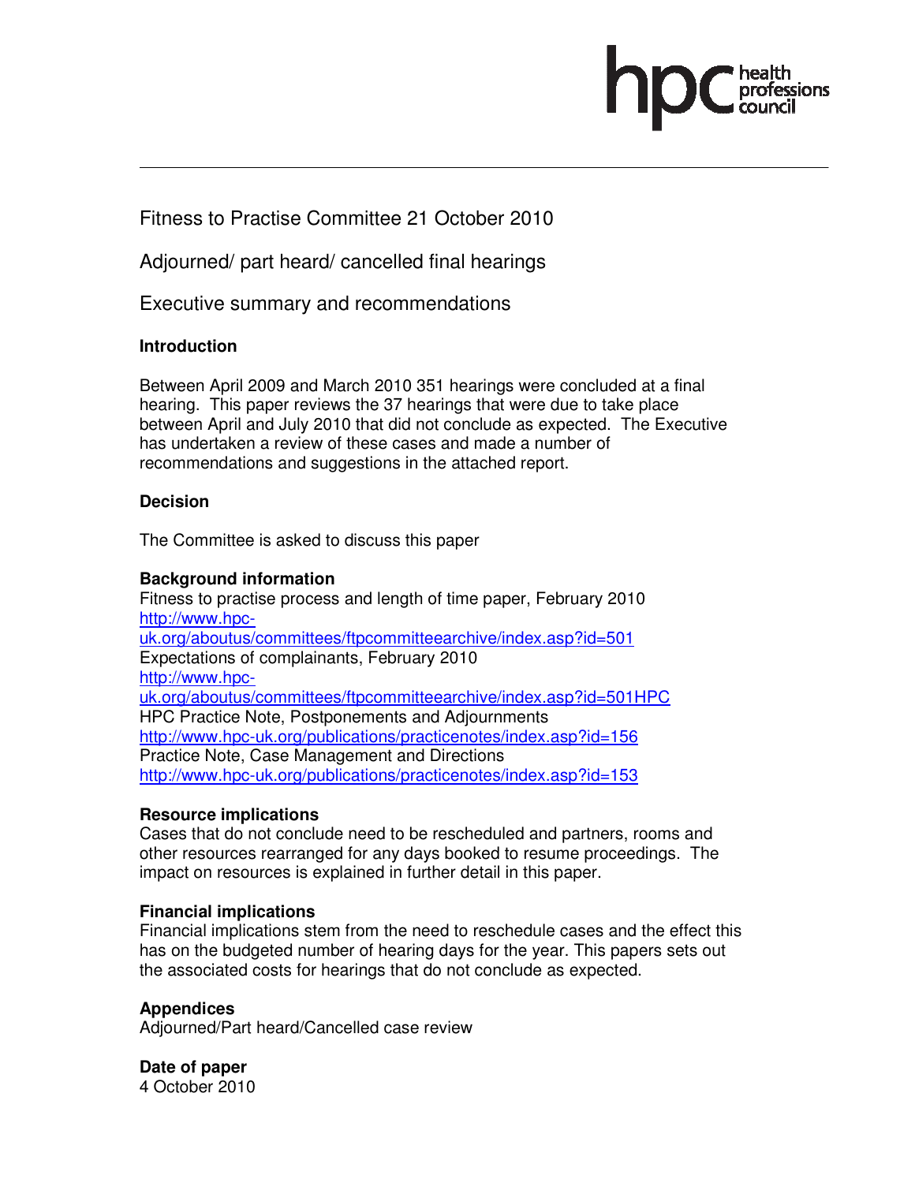Fitness to Practise Committee 21 October 2010

Adjourned/ part heard/ cancelled final hearings

Executive summary and recommendations

**Introduction**

Between April 2009 and March 2010 351 hearings were concluded at a final hearing. This paper reviews the 37 hearings that were due to take place between April and July 2010 that did not conclude as expected. The Executive has undertaken a review of these cases and made a number of recommendations and suggestions in the attached report.

**Decision**

The Committee is asked to discuss this paper

**Background information**

Fitness to practise process and length of time paper, February 2010
http://www.hpc-uk.org/aboutus/committees/ftpcommitteearchive/index.asp?id=501
Expectations of complainants, February 2010
http://www.hpc-uk.org/aboutus/committees/ftpcommitteearchive/index.asp?id=501HPC
HPC Practice Note, Postponements and Adjournments
http://www.hpc-uk.org/publications/practicenotes/index.asp?id=156
Practice Note, Case Management and Directions
http://www.hpc-uk.org/publications/practicenotes/index.asp?id=153

**Resource implications**

Cases that do not conclude need to be rescheduled and partners, rooms and other resources rearranged for any days booked to resume proceedings. The impact on resources is explained in further detail in this paper.

**Financial implications**

Financial implications stem from the need to reschedule cases and the effect this has on the budgeted number of hearing days for the year. This papers sets out the associated costs for hearings that do not conclude as expected.

**Appendices**

Adjourned/Part heard/Cancelled case review

**Date of paper**

4 October 2010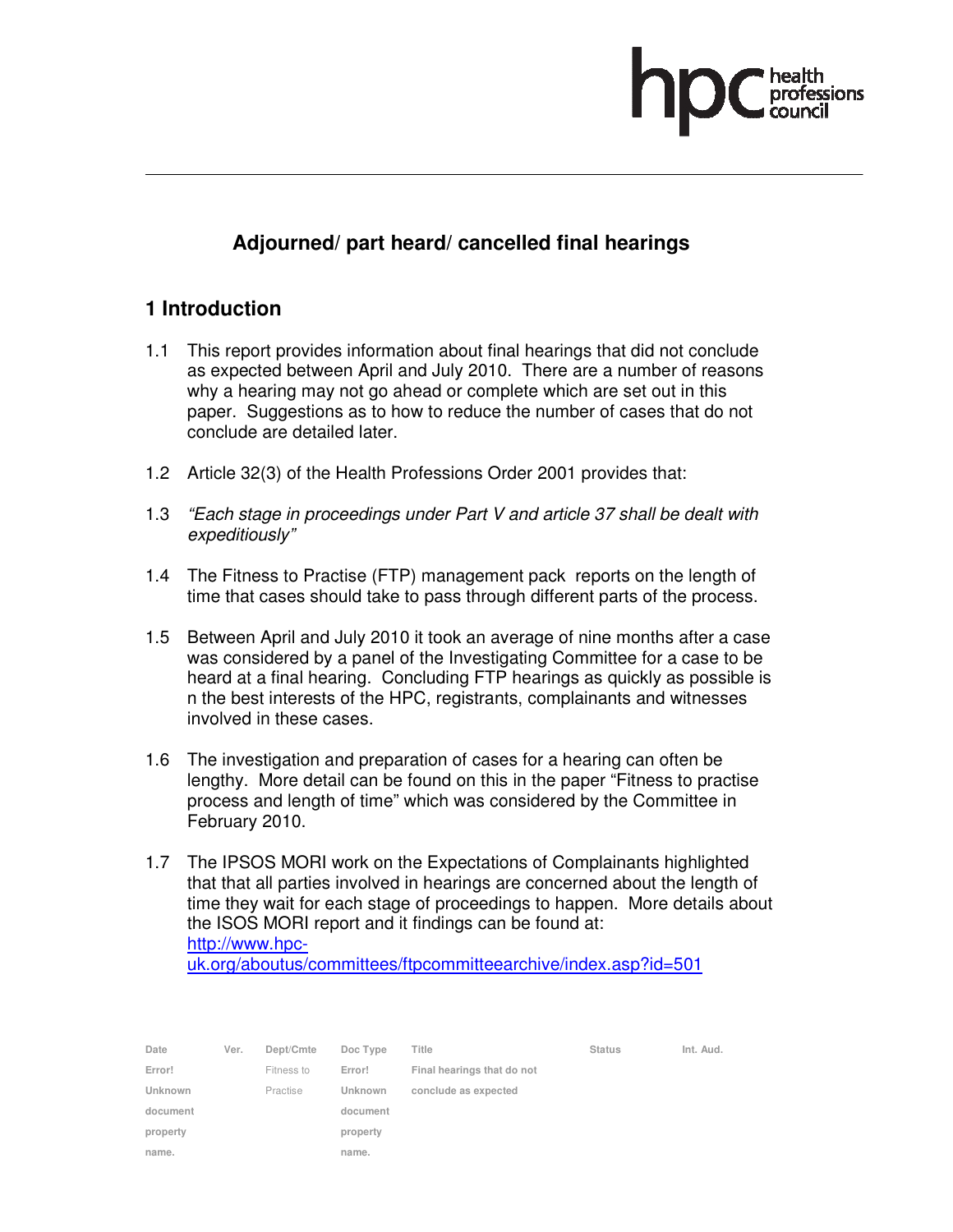# Adjourned/ part heard/ cancelled final hearings

## 1 Introduction

1.1 This report provides information about final hearings that did not conclude as expected between April and July 2010. There are a number of reasons why a hearing may not go ahead or complete which are set out in this paper. Suggestions as to how to reduce the number of cases that do not conclude are detailed later.

1.2 Article 32(3) of the Health Professions Order 2001 provides that:

1.3 *"Each stage in proceedings under Part V and article 37 shall be dealt with expeditiously"*

1.4 The Fitness to Practise (FTP) management pack reports on the length of time that cases should take to pass through different parts of the process.

1.5 Between April and July 2010 it took an average of nine months after a case was considered by a panel of the Investigating Committee for a case to be heard at a final hearing. Concluding FTP hearings as quickly as possible is n the best interests of the HPC, registrants, complainants and witnesses involved in these cases.

1.6 The investigation and preparation of cases for a hearing can often be lengthy. More detail can be found on this in the paper "Fitness to practise process and length of time" which was considered by the Committee in February 2010.

1.7 The IPSOS MORI work on the Expectations of Complainants highlighted that that all parties involved in hearings are concerned about the length of time they wait for each stage of proceedings to happen. More details about the ISOS MORI report and it findings can be found at: http://www.hpc-uk.org/aboutus/committees/ftpcommitteearchive/index.asp?id=501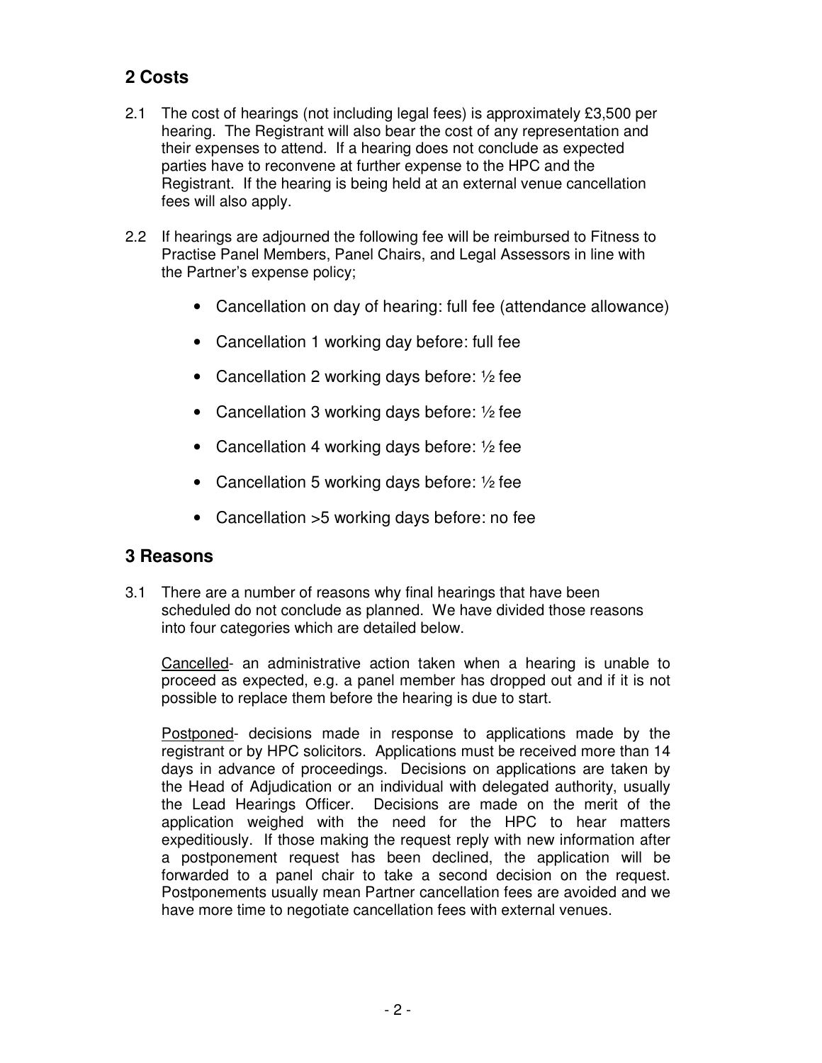## 2 Costs

2.1 The cost of hearings (not including legal fees) is approximately £3,500 per hearing. The Registrant will also bear the cost of any representation and their expenses to attend. If a hearing does not conclude as expected parties have to reconvene at further expense to the HPC and the Registrant. If the hearing is being held at an external venue cancellation fees will also apply.

2.2 If hearings are adjourned the following fee will be reimbursed to Fitness to Practise Panel Members, Panel Chairs, and Legal Assessors in line with the Partner's expense policy;

- Cancellation on day of hearing: full fee (attendance allowance)
- Cancellation 1 working day before: full fee
- Cancellation 2 working days before: ½ fee
- Cancellation 3 working days before: ½ fee
- Cancellation 4 working days before: ½ fee
- Cancellation 5 working days before: ½ fee
- Cancellation >5 working days before: no fee

## 3 Reasons

3.1 There are a number of reasons why final hearings that have been scheduled do not conclude as planned. We have divided those reasons into four categories which are detailed below.

<u>Cancelled</u>- an administrative action taken when a hearing is unable to proceed as expected, e.g. a panel member has dropped out and if it is not possible to replace them before the hearing is due to start.

<u>Postponed</u>- decisions made in response to applications made by the registrant or by HPC solicitors. Applications must be received more than 14 days in advance of proceedings. Decisions on applications are taken by the Head of Adjudication or an individual with delegated authority, usually the Lead Hearings Officer. Decisions are made on the merit of the application weighed with the need for the HPC to hear matters expeditiously. If those making the request reply with new information after a postponement request has been declined, the application will be forwarded to a panel chair to take a second decision on the request. Postponements usually mean Partner cancellation fees are avoided and we have more time to negotiate cancellation fees with external venues.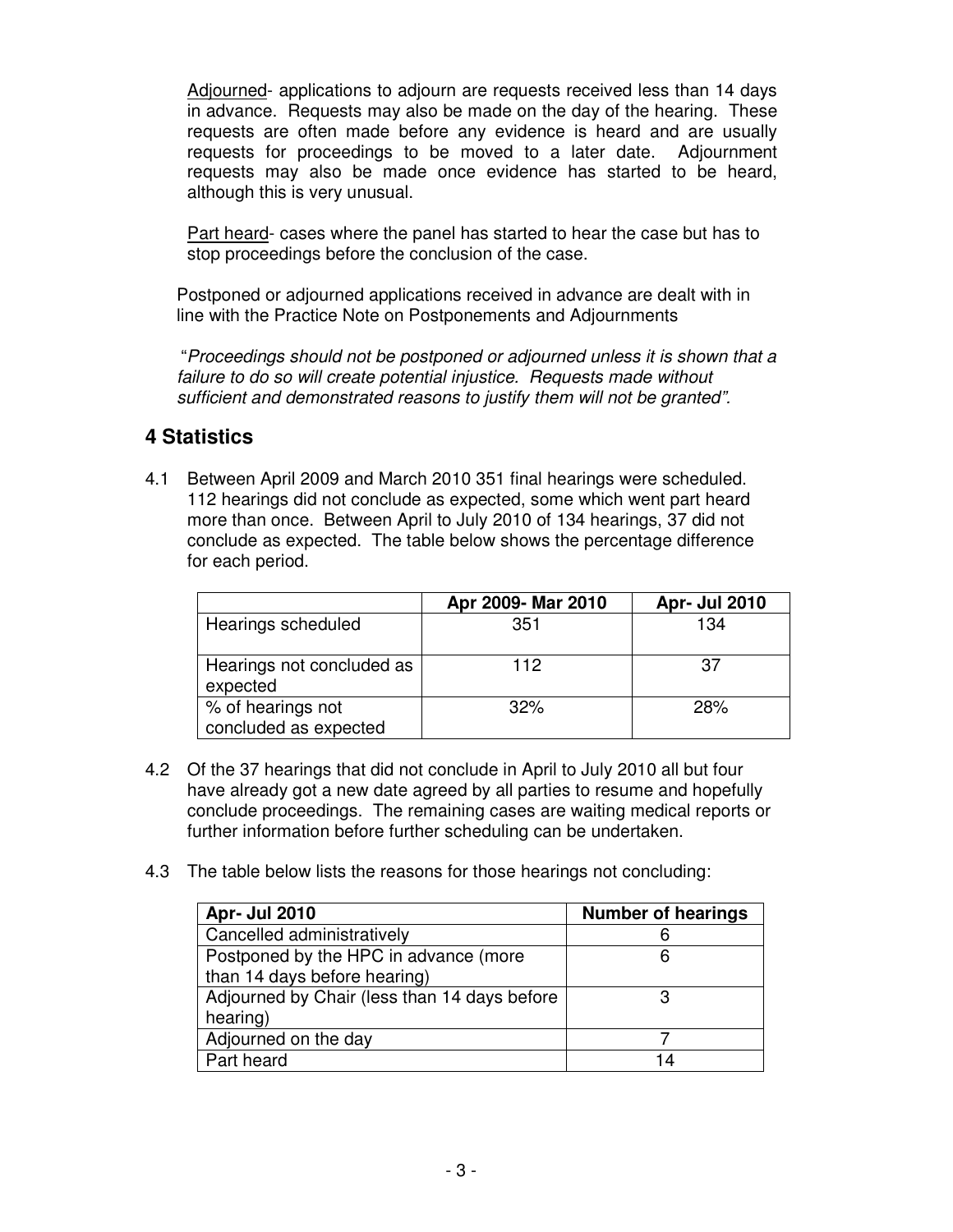Adjourned- applications to adjourn are requests received less than 14 days in advance. Requests may also be made on the day of the hearing. These requests are often made before any evidence is heard and are usually requests for proceedings to be moved to a later date. Adjournment requests may also be made once evidence has started to be heard, although this is very unusual.

Part heard- cases where the panel has started to hear the case but has to stop proceedings before the conclusion of the case.

Postponed or adjourned applications received in advance are dealt with in line with the Practice Note on Postponements and Adjournments

"*Proceedings should not be postponed or adjourned unless it is shown that a failure to do so will create potential injustice. Requests made without sufficient and demonstrated reasons to justify them will not be granted*".

## 4 Statistics

4.1 Between April 2009 and March 2010 351 final hearings were scheduled. 112 hearings did not conclude as expected, some which went part heard more than once. Between April to July 2010 of 134 hearings, 37 did not conclude as expected. The table below shows the percentage difference for each period.

| | Apr 2009- Mar 2010 | Apr- Jul 2010 |
|---|---|---|
| Hearings scheduled | 351 | 134 |
| Hearings not concluded as expected | 112 | 37 |
| % of hearings not concluded as expected | 32% | 28% |

4.2 Of the 37 hearings that did not conclude in April to July 2010 all but four have already got a new date agreed by all parties to resume and hopefully conclude proceedings. The remaining cases are waiting medical reports or further information before further scheduling can be undertaken.

4.3 The table below lists the reasons for those hearings not concluding:

| Apr- Jul 2010 | Number of hearings |
|---|---|
| Cancelled administratively | 6 |
| Postponed by the HPC in advance (more than 14 days before hearing) | 6 |
| Adjourned by Chair (less than 14 days before hearing) | 3 |
| Adjourned on the day | 7 |
| Part heard | 14 |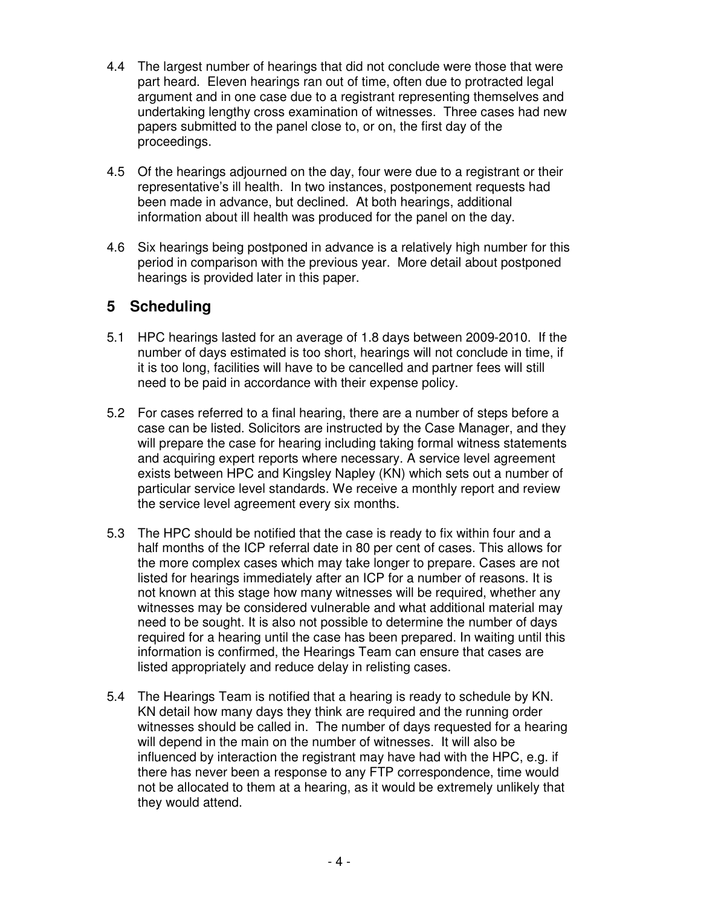4.4 The largest number of hearings that did not conclude were those that were part heard. Eleven hearings ran out of time, often due to protracted legal argument and in one case due to a registrant representing themselves and undertaking lengthy cross examination of witnesses. Three cases had new papers submitted to the panel close to, or on, the first day of the proceedings.

4.5 Of the hearings adjourned on the day, four were due to a registrant or their representative's ill health. In two instances, postponement requests had been made in advance, but declined. At both hearings, additional information about ill health was produced for the panel on the day.

4.6 Six hearings being postponed in advance is a relatively high number for this period in comparison with the previous year. More detail about postponed hearings is provided later in this paper.

## 5 Scheduling

5.1 HPC hearings lasted for an average of 1.8 days between 2009-2010. If the number of days estimated is too short, hearings will not conclude in time, if it is too long, facilities will have to be cancelled and partner fees will still need to be paid in accordance with their expense policy.

5.2 For cases referred to a final hearing, there are a number of steps before a case can be listed. Solicitors are instructed by the Case Manager, and they will prepare the case for hearing including taking formal witness statements and acquiring expert reports where necessary. A service level agreement exists between HPC and Kingsley Napley (KN) which sets out a number of particular service level standards. We receive a monthly report and review the service level agreement every six months.

5.3 The HPC should be notified that the case is ready to fix within four and a half months of the ICP referral date in 80 per cent of cases. This allows for the more complex cases which may take longer to prepare. Cases are not listed for hearings immediately after an ICP for a number of reasons. It is not known at this stage how many witnesses will be required, whether any witnesses may be considered vulnerable and what additional material may need to be sought. It is also not possible to determine the number of days required for a hearing until the case has been prepared. In waiting until this information is confirmed, the Hearings Team can ensure that cases are listed appropriately and reduce delay in relisting cases.

5.4 The Hearings Team is notified that a hearing is ready to schedule by KN. KN detail how many days they think are required and the running order witnesses should be called in. The number of days requested for a hearing will depend in the main on the number of witnesses. It will also be influenced by interaction the registrant may have had with the HPC, e.g. if there has never been a response to any FTP correspondence, time would not be allocated to them at a hearing, as it would be extremely unlikely that they would attend.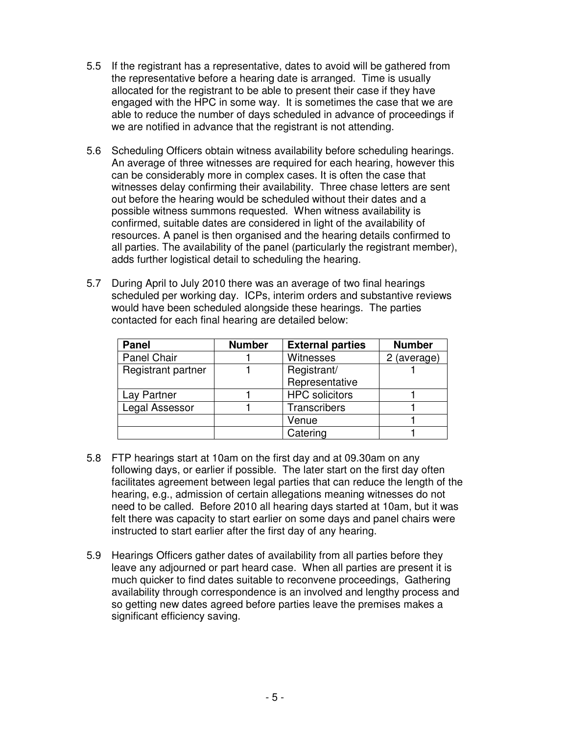5.5 If the registrant has a representative, dates to avoid will be gathered from the representative before a hearing date is arranged. Time is usually allocated for the registrant to be able to present their case if they have engaged with the HPC in some way. It is sometimes the case that we are able to reduce the number of days scheduled in advance of proceedings if we are notified in advance that the registrant is not attending.

5.6 Scheduling Officers obtain witness availability before scheduling hearings. An average of three witnesses are required for each hearing, however this can be considerably more in complex cases. It is often the case that witnesses delay confirming their availability. Three chase letters are sent out before the hearing would be scheduled without their dates and a possible witness summons requested. When witness availability is confirmed, suitable dates are considered in light of the availability of resources. A panel is then organised and the hearing details confirmed to all parties. The availability of the panel (particularly the registrant member), adds further logistical detail to scheduling the hearing.

5.7 During April to July 2010 there was an average of two final hearings scheduled per working day. ICPs, interim orders and substantive reviews would have been scheduled alongside these hearings. The parties contacted for each final hearing are detailed below:

| Panel | Number | External parties | Number |
|---|---|---|---|
| Panel Chair | 1 | Witnesses | 2 (average) |
| Registrant partner | 1 | Registrant/ Representative | 1 |
| Lay Partner | 1 | HPC solicitors | 1 |
| Legal Assessor | 1 | Transcribers | 1 |
| | | Venue | 1 |
| | | Catering | 1 |

5.8 FTP hearings start at 10am on the first day and at 09.30am on any following days, or earlier if possible. The later start on the first day often facilitates agreement between legal parties that can reduce the length of the hearing, e.g., admission of certain allegations meaning witnesses do not need to be called. Before 2010 all hearing days started at 10am, but it was felt there was capacity to start earlier on some days and panel chairs were instructed to start earlier after the first day of any hearing.

5.9 Hearings Officers gather dates of availability from all parties before they leave any adjourned or part heard case. When all parties are present it is much quicker to find dates suitable to reconvene proceedings, Gathering availability through correspondence is an involved and lengthy process and so getting new dates agreed before parties leave the premises makes a significant efficiency saving.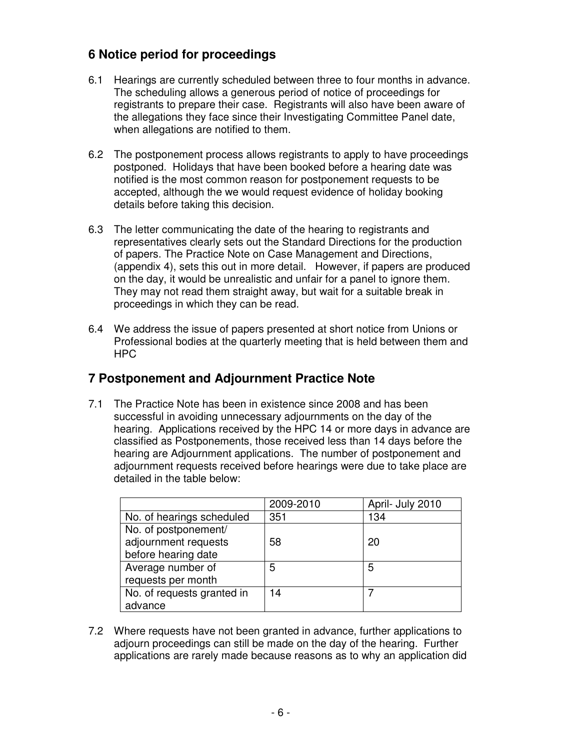## 6 Notice period for proceedings

6.1 Hearings are currently scheduled between three to four months in advance. The scheduling allows a generous period of notice of proceedings for registrants to prepare their case. Registrants will also have been aware of the allegations they face since their Investigating Committee Panel date, when allegations are notified to them.

6.2 The postponement process allows registrants to apply to have proceedings postponed. Holidays that have been booked before a hearing date was notified is the most common reason for postponement requests to be accepted, although the we would request evidence of holiday booking details before taking this decision.

6.3 The letter communicating the date of the hearing to registrants and representatives clearly sets out the Standard Directions for the production of papers. The Practice Note on Case Management and Directions, (appendix 4), sets this out in more detail. However, if papers are produced on the day, it would be unrealistic and unfair for a panel to ignore them. They may not read them straight away, but wait for a suitable break in proceedings in which they can be read.

6.4 We address the issue of papers presented at short notice from Unions or Professional bodies at the quarterly meeting that is held between them and HPC

## 7 Postponement and Adjournment Practice Note

7.1 The Practice Note has been in existence since 2008 and has been successful in avoiding unnecessary adjournments on the day of the hearing. Applications received by the HPC 14 or more days in advance are classified as Postponements, those received less than 14 days before the hearing are Adjournment applications. The number of postponement and adjournment requests received before hearings were due to take place are detailed in the table below:

| | 2009-2010 | April- July 2010 |
|---|---|---|
| No. of hearings scheduled | 351 | 134 |
| No. of postponement/ adjournment requests before hearing date | 58 | 20 |
| Average number of requests per month | 5 | 5 |
| No. of requests granted in advance | 14 | 7 |

7.2 Where requests have not been granted in advance, further applications to adjourn proceedings can still be made on the day of the hearing. Further applications are rarely made because reasons as to why an application did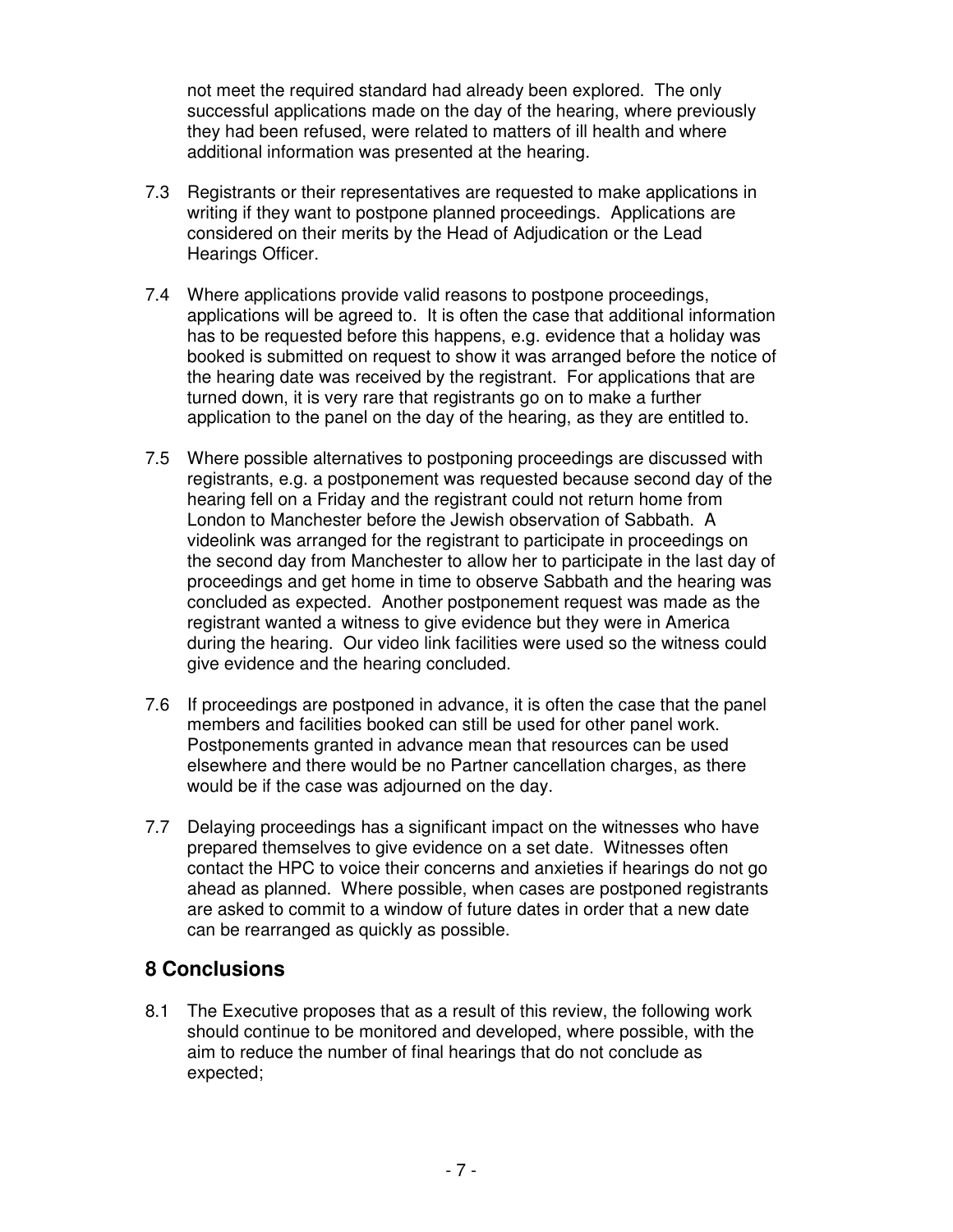not meet the required standard had already been explored. The only successful applications made on the day of the hearing, where previously they had been refused, were related to matters of ill health and where additional information was presented at the hearing.

7.3 Registrants or their representatives are requested to make applications in writing if they want to postpone planned proceedings. Applications are considered on their merits by the Head of Adjudication or the Lead Hearings Officer.

7.4 Where applications provide valid reasons to postpone proceedings, applications will be agreed to. It is often the case that additional information has to be requested before this happens, e.g. evidence that a holiday was booked is submitted on request to show it was arranged before the notice of the hearing date was received by the registrant. For applications that are turned down, it is very rare that registrants go on to make a further application to the panel on the day of the hearing, as they are entitled to.

7.5 Where possible alternatives to postponing proceedings are discussed with registrants, e.g. a postponement was requested because second day of the hearing fell on a Friday and the registrant could not return home from London to Manchester before the Jewish observation of Sabbath. A videolink was arranged for the registrant to participate in proceedings on the second day from Manchester to allow her to participate in the last day of proceedings and get home in time to observe Sabbath and the hearing was concluded as expected. Another postponement request was made as the registrant wanted a witness to give evidence but they were in America during the hearing. Our video link facilities were used so the witness could give evidence and the hearing concluded.

7.6 If proceedings are postponed in advance, it is often the case that the panel members and facilities booked can still be used for other panel work. Postponements granted in advance mean that resources can be used elsewhere and there would be no Partner cancellation charges, as there would be if the case was adjourned on the day.

7.7 Delaying proceedings has a significant impact on the witnesses who have prepared themselves to give evidence on a set date. Witnesses often contact the HPC to voice their concerns and anxieties if hearings do not go ahead as planned. Where possible, when cases are postponed registrants are asked to commit to a window of future dates in order that a new date can be rearranged as quickly as possible.

## 8 Conclusions

8.1 The Executive proposes that as a result of this review, the following work should continue to be monitored and developed, where possible, with the aim to reduce the number of final hearings that do not conclude as expected;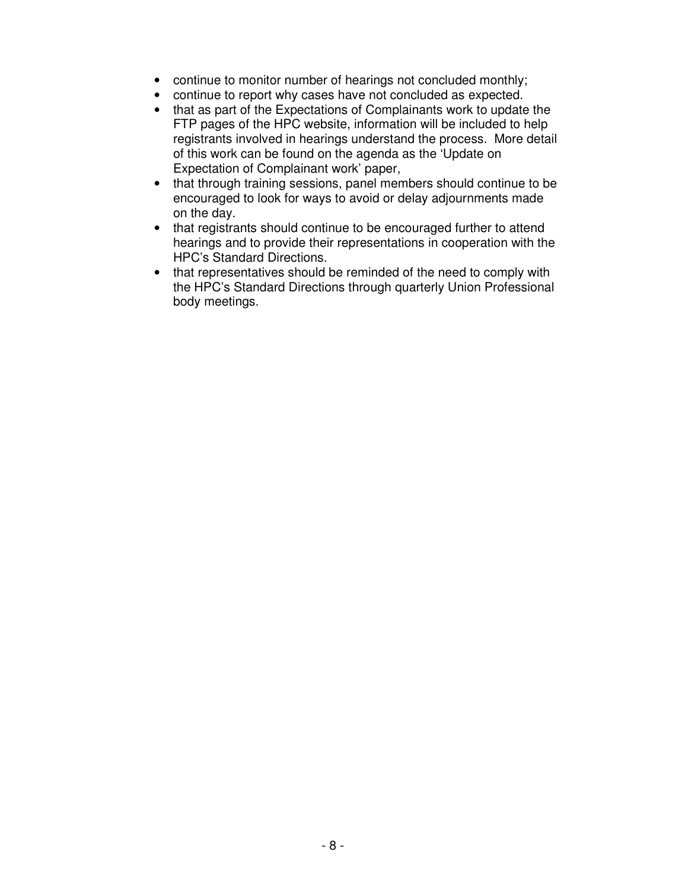- continue to monitor number of hearings not concluded monthly;
- continue to report why cases have not concluded as expected.
- that as part of the Expectations of Complainants work to update the FTP pages of the HPC website, information will be included to help registrants involved in hearings understand the process. More detail of this work can be found on the agenda as the 'Update on Expectation of Complainant work' paper,
- that through training sessions, panel members should continue to be encouraged to look for ways to avoid or delay adjournments made on the day.
- that registrants should continue to be encouraged further to attend hearings and to provide their representations in cooperation with the HPC's Standard Directions.
- that representatives should be reminded of the need to comply with the HPC's Standard Directions through quarterly Union Professional body meetings.